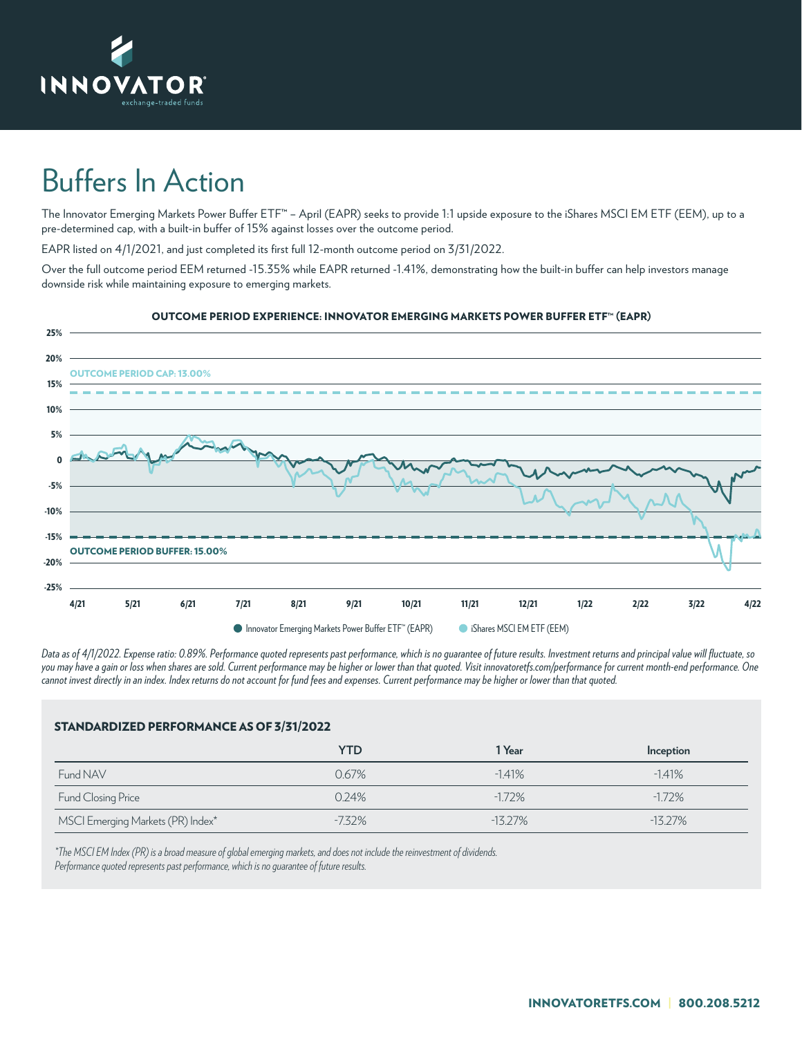# Buffers In Action

The Innovator Emerging Markets Power Buffer ETF™ – April (EAPR) seeks to provide 1:1 upside exposure to the iShares MSCI EM ETF (EEM), up to a pre-determined cap, with a built-in buffer of 15% against losses over the outcome period.

EAPR listed on 4/1/2021, and just completed its first full 12-month outcome period on 3/31/2022.

Over the full outcome period EEM returned -15.35% while EAPR returned -1.41%, demonstrating how the built-in buffer can help investors manage downside risk while maintaining exposure to emerging markets.

**OUTCOME PERIOD EXPERIENCE: INNOVATOR EMERGING MARKETS POWER BUFFER ETF™ (EAPR)**

OUTCOME PERIOD CAP: 13.00%

OUTCOME PERIOD BUFFER: 15.00%

Innovator Emerging Markets Power Buffer ETF™ (EAPR) | iShares MSCI EM ETF (EEM)

*Data as of 4/1/2022. Expense ratio: 0.89%. Performance quoted represents past performance, which is no guarantee of future results. Investment returns and principal value will fluctuate, so you may have a gain or loss when shares are sold. Current performance may be higher or lower than that quoted. Visit innovatoretfs.com/performance for current month-end performance. One cannot invest directly in an index. Index returns do not account for fund fees and expenses. Current performance may be higher or lower than that quoted.*

## STANDARDIZED PERFORMANCE AS OF 3/31/2022

| | YTD | 1 Year | Inception |
|---|---|---|---|
| Fund NAV | 0.67% | -1.41% | -1.41% |
| Fund Closing Price | 0.24% | -1.72% | -1.72% |
| MSCI Emerging Markets (PR) Index* | -7.32% | -13.27% | -13.27% |

*\*The MSCI EM Index (PR) is a broad measure of global emerging markets, and does not include the reinvestment of dividends.*
*Performance quoted represents past performance, which is no guarantee of future results.*

**INNOVATORETFS.COM | 800.208.5212**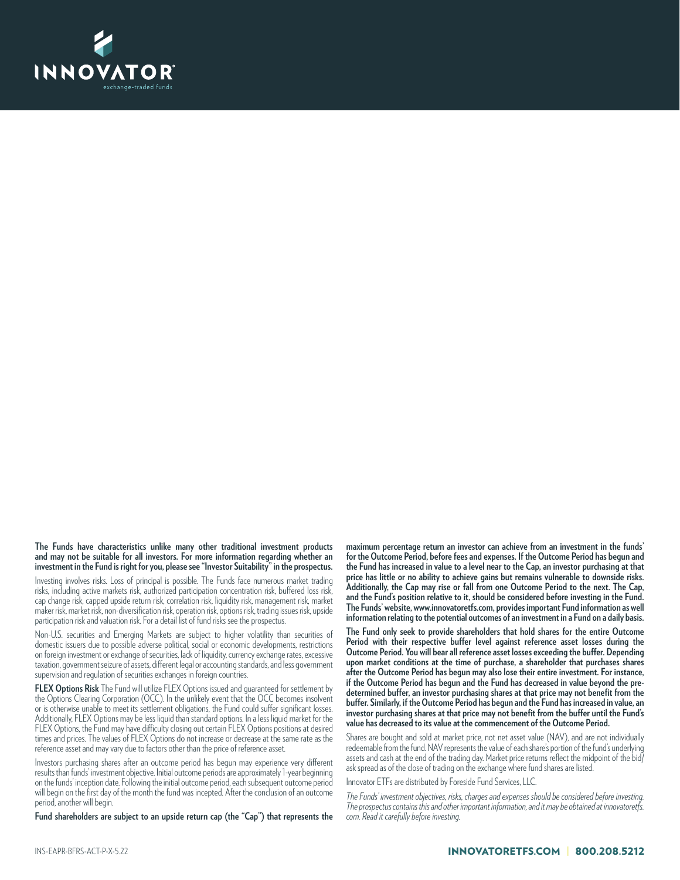INNOVATOR

exchange-traded funds

**The Funds have characteristics unlike many other traditional investment products and may not be suitable for all investors. For more information regarding whether an investment in the Fund is right for you, please see "Investor Suitability" in the prospectus.**

Investing involves risks. Loss of principal is possible. The Funds face numerous market trading risks, including active markets risk, authorized participation concentration risk, buffered loss risk, cap change risk, capped upside return risk, correlation risk, liquidity risk, management risk, market maker risk, market risk, non-diversification risk, operation risk, options risk, trading issues risk, upside participation risk and valuation risk. For a detail list of fund risks see the prospectus.

Non-U.S. securities and Emerging Markets are subject to higher volatility than securities of domestic issuers due to possible adverse political, social or economic developments, restrictions on foreign investment or exchange of securities, lack of liquidity, currency exchange rates, excessive taxation, government seizure of assets, different legal or accounting standards, and less government supervision and regulation of securities exchanges in foreign countries.

**FLEX Options Risk** The Fund will utilize FLEX Options issued and guaranteed for settlement by the Options Clearing Corporation (OCC). In the unlikely event that the OCC becomes insolvent or is otherwise unable to meet its settlement obligations, the Fund could suffer significant losses. Additionally, FLEX Options may be less liquid than standard options. In a less liquid market for the FLEX Options, the Fund may have difficulty closing out certain FLEX Options positions at desired times and prices. The values of FLEX Options do not increase or decrease at the same rate as the reference asset and may vary due to factors other than the price of reference asset.

Investors purchasing shares after an outcome period has begun may experience very different results than funds' investment objective. Initial outcome periods are approximately 1-year beginning on the funds' inception date. Following the initial outcome period, each subsequent outcome period will begin on the first day of the month the fund was incepted. After the conclusion of an outcome period, another will begin.

**Fund shareholders are subject to an upside return cap (the "Cap") that represents the maximum percentage return an investor can achieve from an investment in the funds' for the Outcome Period, before fees and expenses. If the Outcome Period has begun and the Fund has increased in value to a level near to the Cap, an investor purchasing at that price has little or no ability to achieve gains but remains vulnerable to downside risks. Additionally, the Cap may rise or fall from one Outcome Period to the next. The Cap, and the Fund's position relative to it, should be considered before investing in the Fund. The Funds' website, www.innovatoretfs.com, provides important Fund information as well information relating to the potential outcomes of an investment in a Fund on a daily basis.**

**The Fund only seek to provide shareholders that hold shares for the entire Outcome Period with their respective buffer level against reference asset losses during the Outcome Period. You will bear all reference asset losses exceeding the buffer. Depending upon market conditions at the time of purchase, a shareholder that purchases shares after the Outcome Period has begun may also lose their entire investment. For instance, if the Outcome Period has begun and the Fund has decreased in value beyond the pre-determined buffer, an investor purchasing shares at that price may not benefit from the buffer. Similarly, if the Outcome Period has begun and the Fund has increased in value, an investor purchasing shares at that price may not benefit from the buffer until the Fund's value has decreased to its value at the commencement of the Outcome Period.**

Shares are bought and sold at market price, not net asset value (NAV), and are not individually redeemable from the fund. NAV represents the value of each share's portion of the fund's underlying assets and cash at the end of the trading day. Market price returns reflect the midpoint of the bid/ask spread as of the close of trading on the exchange where fund shares are listed.

Innovator ETFs are distributed by Foreside Fund Services, LLC.

*The Funds' investment objectives, risks, charges and expenses should be considered before investing. The prospectus contains this and other important information, and it may be obtained at innovatoretfs.com. Read it carefully before investing.*

INS-EAPR-BFRS-ACT-P-X-5.22

**INNOVATORETFS.COM | 800.208.5212**